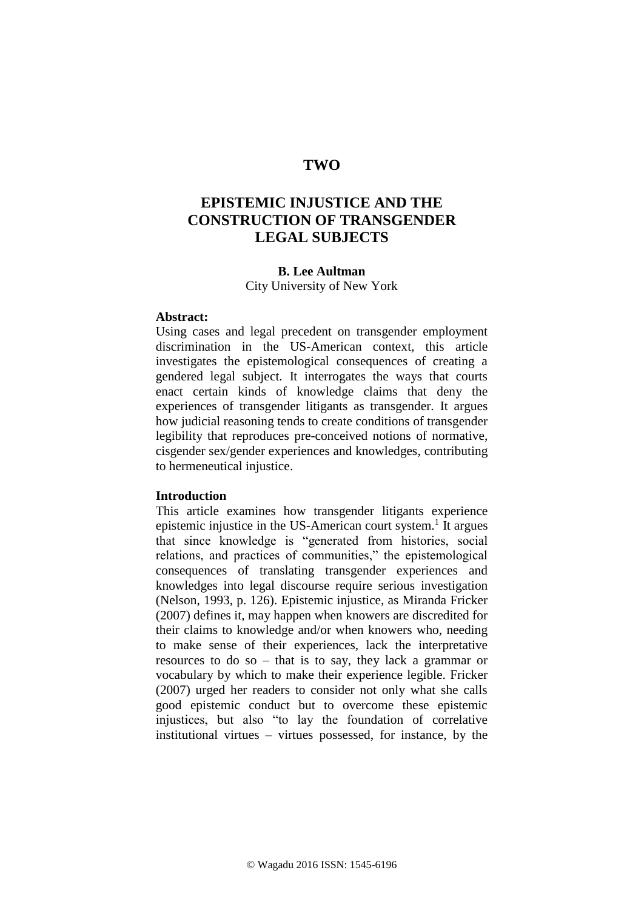# TWO

# EPISTEMIC INJUSTICE AND THE CONSTRUCTION OF TRANSGENDER LEGAL SUBJECTS

**B. Lee Aultman**
City University of New York

**Abstract:**
Using cases and legal precedent on transgender employment discrimination in the US-American context, this article investigates the epistemological consequences of creating a gendered legal subject. It interrogates the ways that courts enact certain kinds of knowledge claims that deny the experiences of transgender litigants as transgender. It argues how judicial reasoning tends to create conditions of transgender legibility that reproduces pre-conceived notions of normative, cisgender sex/gender experiences and knowledges, contributing to hermeneutical injustice.

**Introduction**
This article examines how transgender litigants experience epistemic injustice in the US-American court system.[1] It argues that since knowledge is "generated from histories, social relations, and practices of communities," the epistemological consequences of translating transgender experiences and knowledges into legal discourse require serious investigation (Nelson, 1993, p. 126). Epistemic injustice, as Miranda Fricker (2007) defines it, may happen when knowers are discredited for their claims to knowledge and/or when knowers who, needing to make sense of their experiences, lack the interpretative resources to do so – that is to say, they lack a grammar or vocabulary by which to make their experience legible. Fricker (2007) urged her readers to consider not only what she calls good epistemic conduct but to overcome these epistemic injustices, but also "to lay the foundation of correlative institutional virtues – virtues possessed, for instance, by the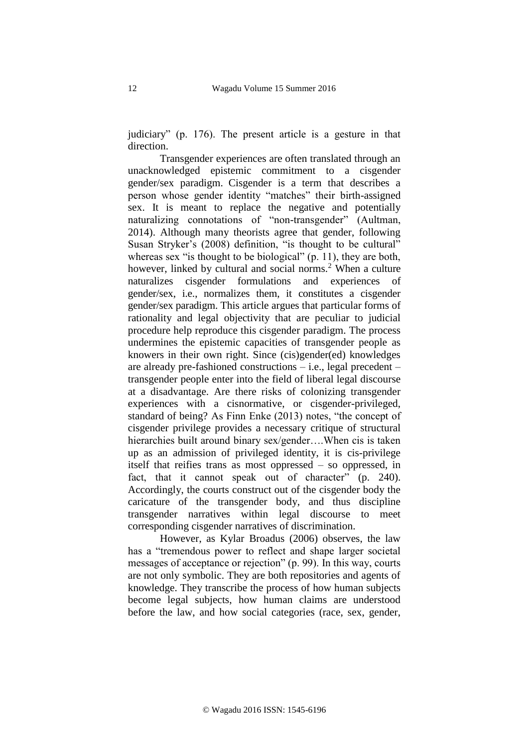judiciary" (p. 176). The present article is a gesture in that direction.

Transgender experiences are often translated through an unacknowledged epistemic commitment to a cisgender gender/sex paradigm. Cisgender is a term that describes a person whose gender identity "matches" their birth-assigned sex. It is meant to replace the negative and potentially naturalizing connotations of "non-transgender" (Aultman, 2014). Although many theorists agree that gender, following Susan Stryker's (2008) definition, "is thought to be cultural" whereas sex "is thought to be biological" (p. 11), they are both, however, linked by cultural and social norms.[2] When a culture naturalizes cisgender formulations and experiences of gender/sex, i.e., normalizes them, it constitutes a cisgender gender/sex paradigm. This article argues that particular forms of rationality and legal objectivity that are peculiar to judicial procedure help reproduce this cisgender paradigm. The process undermines the epistemic capacities of transgender people as knowers in their own right. Since (cis)gender(ed) knowledges are already pre-fashioned constructions – i.e., legal precedent – transgender people enter into the field of liberal legal discourse at a disadvantage. Are there risks of colonizing transgender experiences with a cisnormative, or cisgender-privileged, standard of being? As Finn Enke (2013) notes, "the concept of cisgender privilege provides a necessary critique of structural hierarchies built around binary sex/gender….When cis is taken up as an admission of privileged identity, it is cis-privilege itself that reifies trans as most oppressed – so oppressed, in fact, that it cannot speak out of character" (p. 240). Accordingly, the courts construct out of the cisgender body the caricature of the transgender body, and thus discipline transgender narratives within legal discourse to meet corresponding cisgender narratives of discrimination.

However, as Kylar Broadus (2006) observes, the law has a "tremendous power to reflect and shape larger societal messages of acceptance or rejection" (p. 99). In this way, courts are not only symbolic. They are both repositories and agents of knowledge. They transcribe the process of how human subjects become legal subjects, how human claims are understood before the law, and how social categories (race, sex, gender,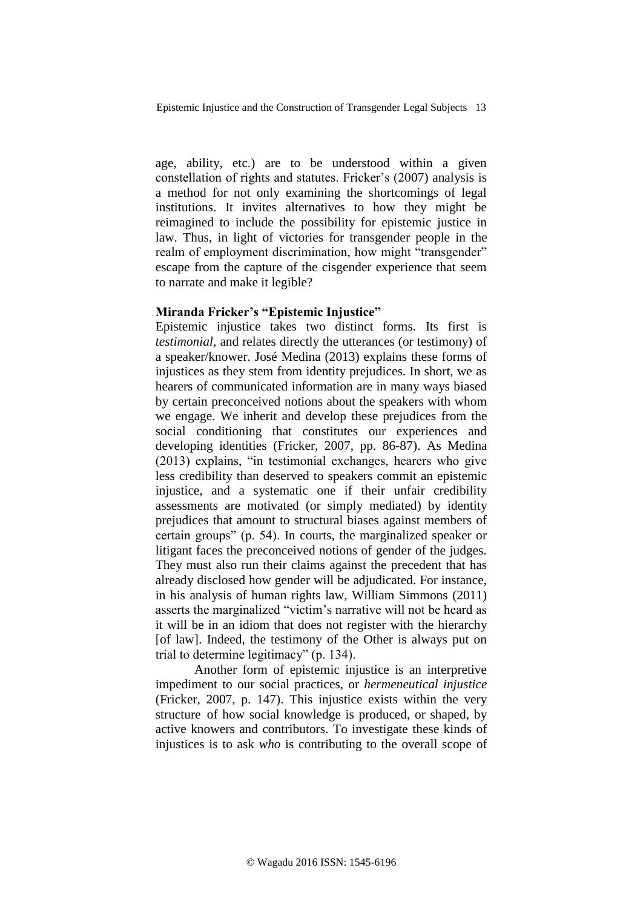age, ability, etc.) are to be understood within a given constellation of rights and statutes. Fricker's (2007) analysis is a method for not only examining the shortcomings of legal institutions. It invites alternatives to how they might be reimagined to include the possibility for epistemic justice in law. Thus, in light of victories for transgender people in the realm of employment discrimination, how might "transgender" escape from the capture of the cisgender experience that seem to narrate and make it legible?

## Miranda Fricker's "Epistemic Injustice"

Epistemic injustice takes two distinct forms. Its first is *testimonial,* and relates directly the utterances (or testimony) of a speaker/knower. José Medina (2013) explains these forms of injustices as they stem from identity prejudices. In short, we as hearers of communicated information are in many ways biased by certain preconceived notions about the speakers with whom we engage. We inherit and develop these prejudices from the social conditioning that constitutes our experiences and developing identities (Fricker, 2007, pp. 86-87). As Medina (2013) explains, "in testimonial exchanges, hearers who give less credibility than deserved to speakers commit an epistemic injustice, and a systematic one if their unfair credibility assessments are motivated (or simply mediated) by identity prejudices that amount to structural biases against members of certain groups" (p. 54). In courts, the marginalized speaker or litigant faces the preconceived notions of gender of the judges. They must also run their claims against the precedent that has already disclosed how gender will be adjudicated. For instance, in his analysis of human rights law, William Simmons (2011) asserts the marginalized "victim's narrative will not be heard as it will be in an idiom that does not register with the hierarchy [of law]. Indeed, the testimony of the Other is always put on trial to determine legitimacy" (p. 134).

Another form of epistemic injustice is an interpretive impediment to our social practices, or *hermeneutical injustice* (Fricker, 2007, p. 147). This injustice exists within the very structure of how social knowledge is produced, or shaped, by active knowers and contributors. To investigate these kinds of injustices is to ask *who* is contributing to the overall scope of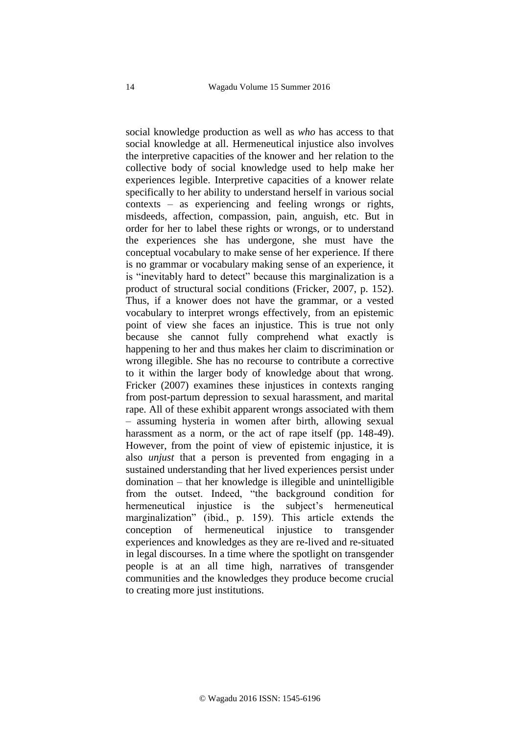social knowledge production as well as *who* has access to that social knowledge at all. Hermeneutical injustice also involves the interpretive capacities of the knower and her relation to the collective body of social knowledge used to help make her experiences legible. Interpretive capacities of a knower relate specifically to her ability to understand herself in various social contexts – as experiencing and feeling wrongs or rights, misdeeds, affection, compassion, pain, anguish, etc. But in order for her to label these rights or wrongs, or to understand the experiences she has undergone, she must have the conceptual vocabulary to make sense of her experience. If there is no grammar or vocabulary making sense of an experience, it is "inevitably hard to detect" because this marginalization is a product of structural social conditions (Fricker, 2007, p. 152). Thus, if a knower does not have the grammar, or a vested vocabulary to interpret wrongs effectively, from an epistemic point of view she faces an injustice. This is true not only because she cannot fully comprehend what exactly is happening to her and thus makes her claim to discrimination or wrong illegible. She has no recourse to contribute a corrective to it within the larger body of knowledge about that wrong. Fricker (2007) examines these injustices in contexts ranging from post-partum depression to sexual harassment, and marital rape. All of these exhibit apparent wrongs associated with them – assuming hysteria in women after birth, allowing sexual harassment as a norm, or the act of rape itself (pp. 148-49). However, from the point of view of epistemic injustice, it is also *unjust* that a person is prevented from engaging in a sustained understanding that her lived experiences persist under domination – that her knowledge is illegible and unintelligible from the outset. Indeed, "the background condition for hermeneutical injustice is the subject's hermeneutical marginalization" (ibid., p. 159). This article extends the conception of hermeneutical injustice to transgender experiences and knowledges as they are re-lived and re-situated in legal discourses. In a time where the spotlight on transgender people is at an all time high, narratives of transgender communities and the knowledges they produce become crucial to creating more just institutions.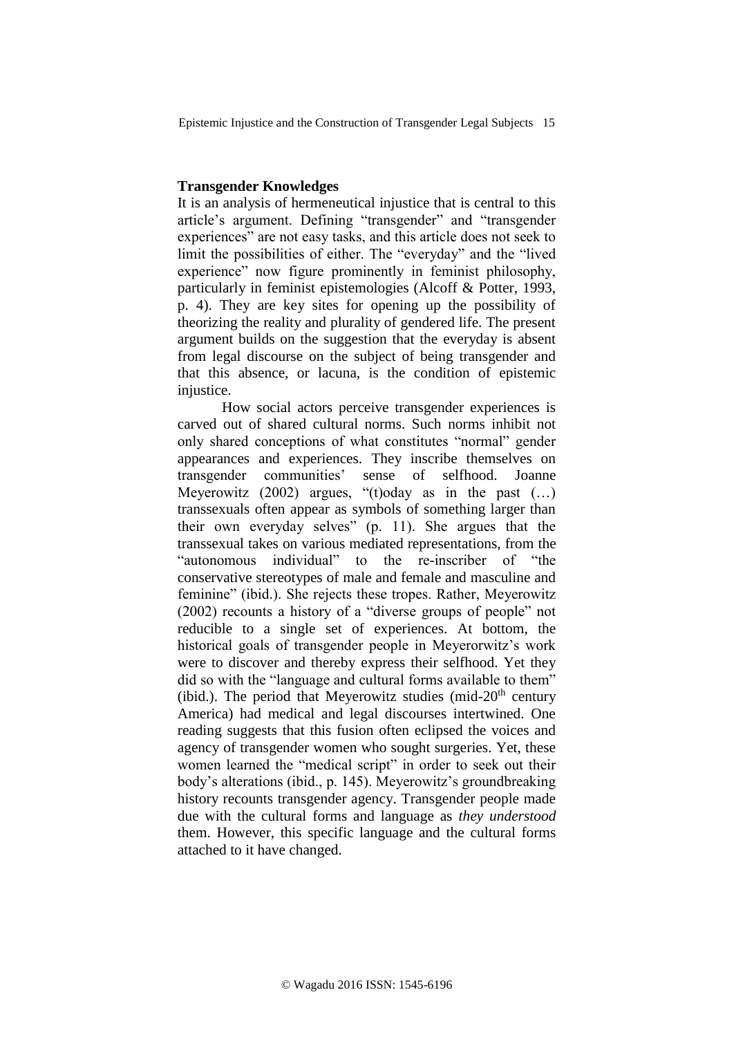## Transgender Knowledges

It is an analysis of hermeneutical injustice that is central to this article's argument. Defining "transgender" and "transgender experiences" are not easy tasks, and this article does not seek to limit the possibilities of either. The "everyday" and the "lived experience" now figure prominently in feminist philosophy, particularly in feminist epistemologies (Alcoff & Potter, 1993, p. 4). They are key sites for opening up the possibility of theorizing the reality and plurality of gendered life. The present argument builds on the suggestion that the everyday is absent from legal discourse on the subject of being transgender and that this absence, or lacuna, is the condition of epistemic injustice.

How social actors perceive transgender experiences is carved out of shared cultural norms. Such norms inhibit not only shared conceptions of what constitutes "normal" gender appearances and experiences. They inscribe themselves on transgender communities' sense of selfhood. Joanne Meyerowitz (2002) argues, "(t)oday as in the past (…) transsexuals often appear as symbols of something larger than their own everyday selves" (p. 11). She argues that the transsexual takes on various mediated representations, from the "autonomous individual" to the re-inscriber of "the conservative stereotypes of male and female and masculine and feminine" (ibid.). She rejects these tropes. Rather, Meyerowitz (2002) recounts a history of a "diverse groups of people" not reducible to a single set of experiences. At bottom, the historical goals of transgender people in Meyerorwitz's work were to discover and thereby express their selfhood. Yet they did so with the "language and cultural forms available to them" (ibid.). The period that Meyerowitz studies (mid-20th century America) had medical and legal discourses intertwined. One reading suggests that this fusion often eclipsed the voices and agency of transgender women who sought surgeries. Yet, these women learned the "medical script" in order to seek out their body's alterations (ibid., p. 145). Meyerowitz's groundbreaking history recounts transgender agency. Transgender people made due with the cultural forms and language as *they understood* them. However, this specific language and the cultural forms attached to it have changed.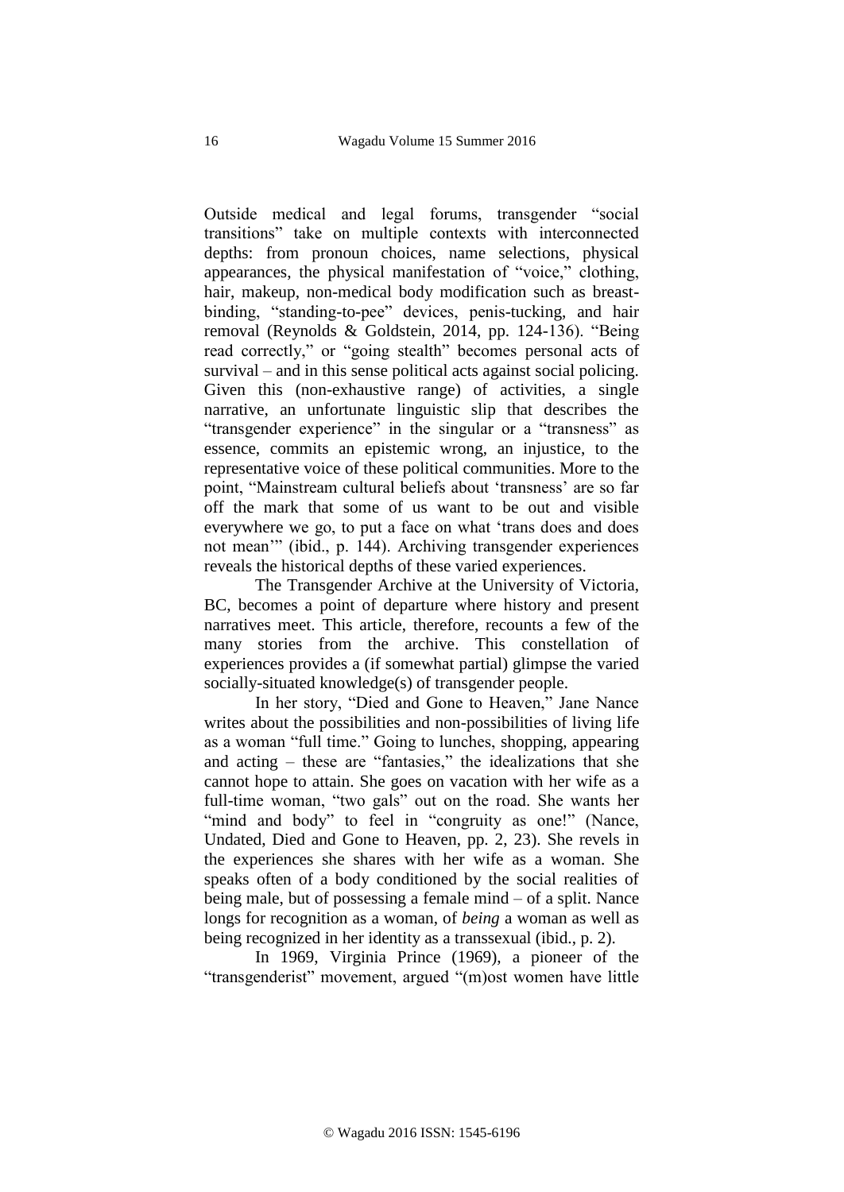Outside medical and legal forums, transgender "social transitions" take on multiple contexts with interconnected depths: from pronoun choices, name selections, physical appearances, the physical manifestation of "voice," clothing, hair, makeup, non-medical body modification such as breast-binding, "standing-to-pee" devices, penis-tucking, and hair removal (Reynolds & Goldstein, 2014, pp. 124-136). "Being read correctly," or "going stealth" becomes personal acts of survival – and in this sense political acts against social policing. Given this (non-exhaustive range) of activities, a single narrative, an unfortunate linguistic slip that describes the "transgender experience" in the singular or a "transness" as essence, commits an epistemic wrong, an injustice, to the representative voice of these political communities. More to the point, "Mainstream cultural beliefs about 'transness' are so far off the mark that some of us want to be out and visible everywhere we go, to put a face on what 'trans does and does not mean'" (ibid., p. 144). Archiving transgender experiences reveals the historical depths of these varied experiences.

The Transgender Archive at the University of Victoria, BC, becomes a point of departure where history and present narratives meet. This article, therefore, recounts a few of the many stories from the archive. This constellation of experiences provides a (if somewhat partial) glimpse the varied socially-situated knowledge(s) of transgender people.

In her story, "Died and Gone to Heaven," Jane Nance writes about the possibilities and non-possibilities of living life as a woman "full time." Going to lunches, shopping, appearing and acting – these are "fantasies," the idealizations that she cannot hope to attain. She goes on vacation with her wife as a full-time woman, "two gals" out on the road. She wants her "mind and body" to feel in "congruity as one!" (Nance, Undated, Died and Gone to Heaven, pp. 2, 23). She revels in the experiences she shares with her wife as a woman. She speaks often of a body conditioned by the social realities of being male, but of possessing a female mind – of a split. Nance longs for recognition as a woman, of *being* a woman as well as being recognized in her identity as a transsexual (ibid., p. 2).

In 1969, Virginia Prince (1969), a pioneer of the "transgenderist" movement, argued "(m)ost women have little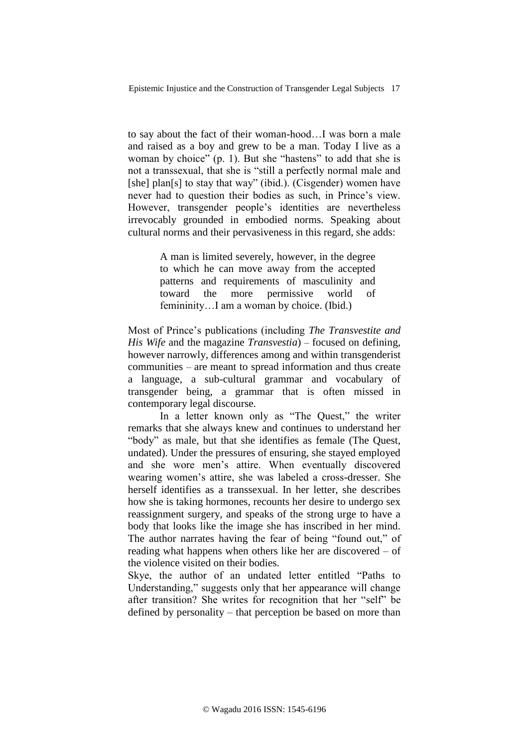to say about the fact of their woman-hood…I was born a male and raised as a boy and grew to be a man. Today I live as a woman by choice" (p. 1). But she "hastens" to add that she is not a transsexual, that she is "still a perfectly normal male and [she] plan[s] to stay that way" (ibid.). (Cisgender) women have never had to question their bodies as such, in Prince's view. However, transgender people's identities are nevertheless irrevocably grounded in embodied norms. Speaking about cultural norms and their pervasiveness in this regard, she adds:

> A man is limited severely, however, in the degree to which he can move away from the accepted patterns and requirements of masculinity and toward the more permissive world of femininity…I am a woman by choice. (Ibid.)

Most of Prince's publications (including *The Transvestite and His Wife* and the magazine *Transvestia*) – focused on defining, however narrowly, differences among and within transgenderist communities – are meant to spread information and thus create a language, a sub-cultural grammar and vocabulary of transgender being, a grammar that is often missed in contemporary legal discourse.

In a letter known only as "The Quest," the writer remarks that she always knew and continues to understand her "body" as male, but that she identifies as female (The Quest, undated). Under the pressures of ensuring, she stayed employed and she wore men's attire. When eventually discovered wearing women's attire, she was labeled a cross-dresser. She herself identifies as a transsexual. In her letter, she describes how she is taking hormones, recounts her desire to undergo sex reassignment surgery, and speaks of the strong urge to have a body that looks like the image she has inscribed in her mind. The author narrates having the fear of being "found out," of reading what happens when others like her are discovered – of the violence visited on their bodies.

Skye, the author of an undated letter entitled "Paths to Understanding," suggests only that her appearance will change after transition? She writes for recognition that her "self" be defined by personality – that perception be based on more than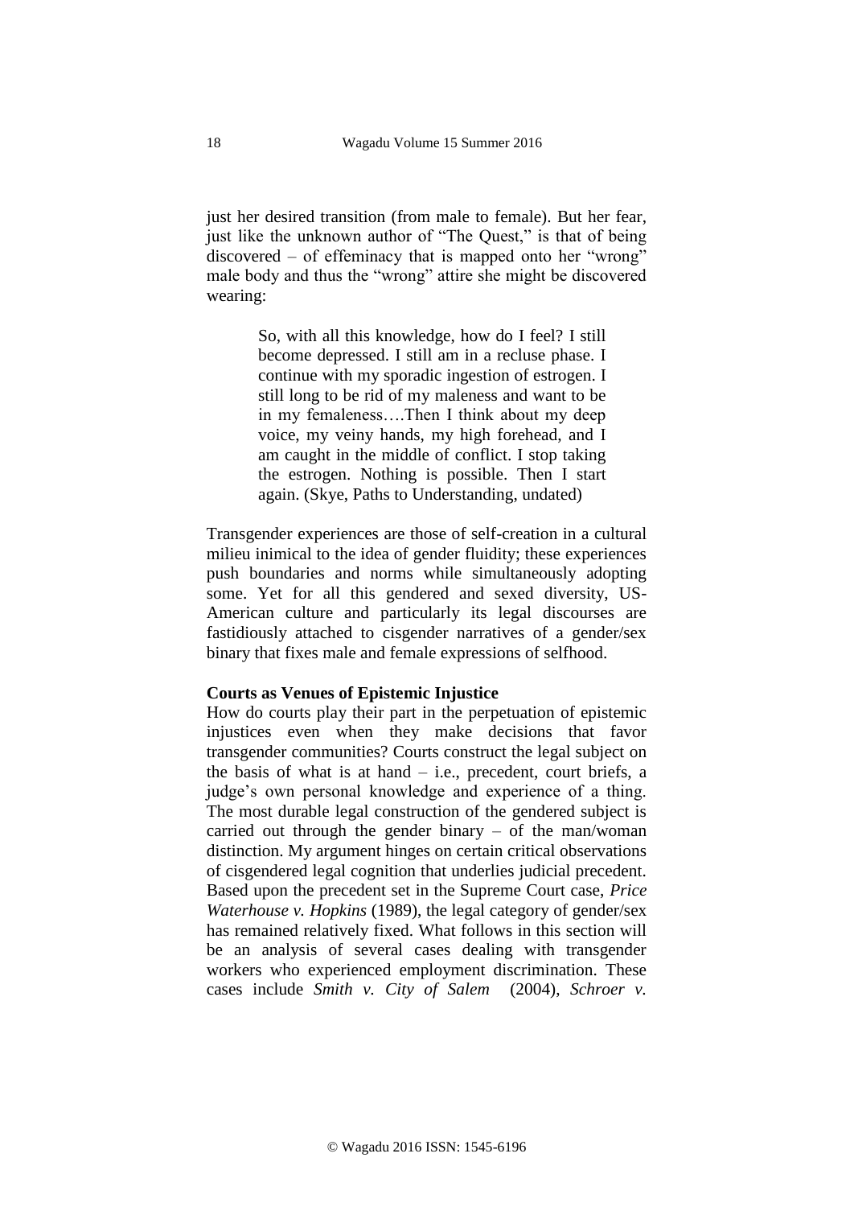just her desired transition (from male to female). But her fear, just like the unknown author of "The Quest," is that of being discovered – of effeminacy that is mapped onto her "wrong" male body and thus the "wrong" attire she might be discovered wearing:

> So, with all this knowledge, how do I feel? I still become depressed. I still am in a recluse phase. I continue with my sporadic ingestion of estrogen. I still long to be rid of my maleness and want to be in my femaleness….Then I think about my deep voice, my veiny hands, my high forehead, and I am caught in the middle of conflict. I stop taking the estrogen. Nothing is possible. Then I start again. (Skye, Paths to Understanding, undated)

Transgender experiences are those of self-creation in a cultural milieu inimical to the idea of gender fluidity; these experiences push boundaries and norms while simultaneously adopting some. Yet for all this gendered and sexed diversity, US-American culture and particularly its legal discourses are fastidiously attached to cisgender narratives of a gender/sex binary that fixes male and female expressions of selfhood.

**Courts as Venues of Epistemic Injustice**

How do courts play their part in the perpetuation of epistemic injustices even when they make decisions that favor transgender communities? Courts construct the legal subject on the basis of what is at hand – i.e., precedent, court briefs, a judge's own personal knowledge and experience of a thing. The most durable legal construction of the gendered subject is carried out through the gender binary – of the man/woman distinction. My argument hinges on certain critical observations of cisgendered legal cognition that underlies judicial precedent. Based upon the precedent set in the Supreme Court case, *Price Waterhouse v. Hopkins* (1989), the legal category of gender/sex has remained relatively fixed. What follows in this section will be an analysis of several cases dealing with transgender workers who experienced employment discrimination. These cases include *Smith v. City of Salem* (2004), *Schroer v.*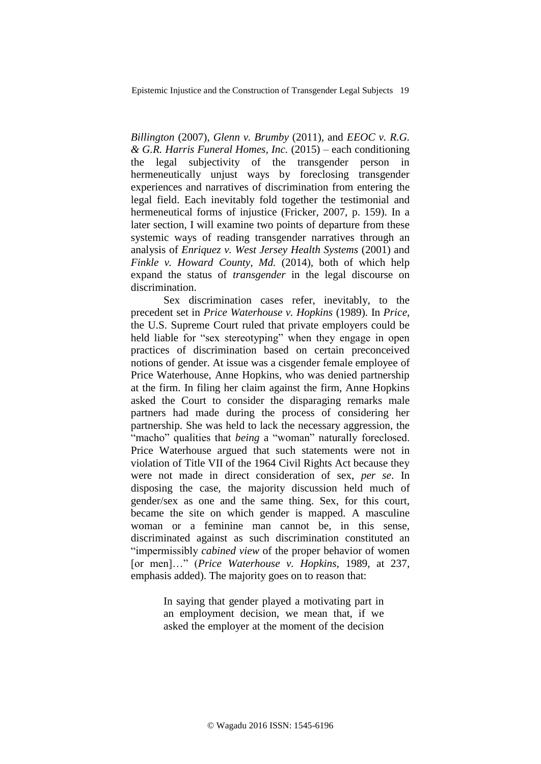*Billington* (2007), *Glenn v. Brumby* (2011), and *EEOC v. R.G. & G.R. Harris Funeral Homes, Inc.* (2015) – each conditioning the legal subjectivity of the transgender person in hermeneutically unjust ways by foreclosing transgender experiences and narratives of discrimination from entering the legal field. Each inevitably fold together the testimonial and hermeneutical forms of injustice (Fricker, 2007, p. 159). In a later section, I will examine two points of departure from these systemic ways of reading transgender narratives through an analysis of *Enriquez v. West Jersey Health Systems* (2001) and *Finkle v. Howard County, Md.* (2014), both of which help expand the status of *transgender* in the legal discourse on discrimination.

Sex discrimination cases refer, inevitably, to the precedent set in *Price Waterhouse v. Hopkins* (1989). In *Price*, the U.S. Supreme Court ruled that private employers could be held liable for "sex stereotyping" when they engage in open practices of discrimination based on certain preconceived notions of gender. At issue was a cisgender female employee of Price Waterhouse, Anne Hopkins, who was denied partnership at the firm. In filing her claim against the firm, Anne Hopkins asked the Court to consider the disparaging remarks male partners had made during the process of considering her partnership. She was held to lack the necessary aggression, the "macho" qualities that *being* a "woman" naturally foreclosed. Price Waterhouse argued that such statements were not in violation of Title VII of the 1964 Civil Rights Act because they were not made in direct consideration of sex, *per se*. In disposing the case, the majority discussion held much of gender/sex as one and the same thing. Sex, for this court, became the site on which gender is mapped. A masculine woman or a feminine man cannot be, in this sense, discriminated against as such discrimination constituted an "impermissibly *cabined view* of the proper behavior of women [or men]…" (*Price Waterhouse v. Hopkins*, 1989, at 237, emphasis added). The majority goes on to reason that:

> In saying that gender played a motivating part in an employment decision, we mean that, if we asked the employer at the moment of the decision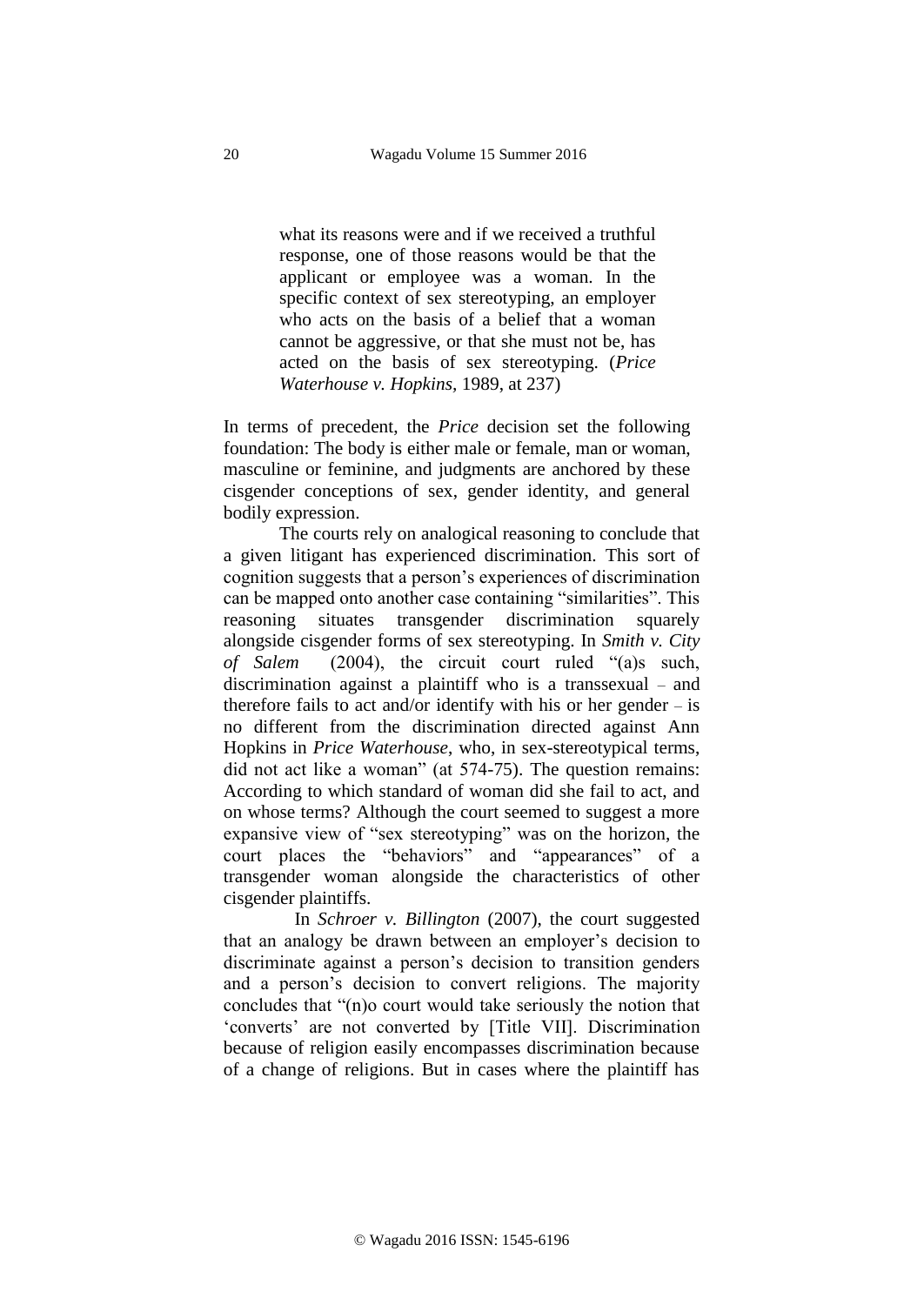> what its reasons were and if we received a truthful response, one of those reasons would be that the applicant or employee was a woman. In the specific context of sex stereotyping, an employer who acts on the basis of a belief that a woman cannot be aggressive, or that she must not be, has acted on the basis of sex stereotyping. (*Price Waterhouse v. Hopkins*, 1989, at 237)

In terms of precedent, the *Price* decision set the following foundation: The body is either male or female, man or woman, masculine or feminine, and judgments are anchored by these cisgender conceptions of sex, gender identity, and general bodily expression.

The courts rely on analogical reasoning to conclude that a given litigant has experienced discrimination. This sort of cognition suggests that a person's experiences of discrimination can be mapped onto another case containing "similarities". This reasoning situates transgender discrimination squarely alongside cisgender forms of sex stereotyping. In *Smith v. City of Salem* (2004), the circuit court ruled "(a)s such, discrimination against a plaintiff who is a transsexual – and therefore fails to act and/or identify with his or her gender – is no different from the discrimination directed against Ann Hopkins in *Price Waterhouse*, who, in sex-stereotypical terms, did not act like a woman" (at 574-75). The question remains: According to which standard of woman did she fail to act, and on whose terms? Although the court seemed to suggest a more expansive view of "sex stereotyping" was on the horizon, the court places the "behaviors" and "appearances" of a transgender woman alongside the characteristics of other cisgender plaintiffs.

In *Schroer v. Billington* (2007), the court suggested that an analogy be drawn between an employer's decision to discriminate against a person's decision to transition genders and a person's decision to convert religions. The majority concludes that "(n)o court would take seriously the notion that 'converts' are not converted by [Title VII]. Discrimination because of religion easily encompasses discrimination because of a change of religions. But in cases where the plaintiff has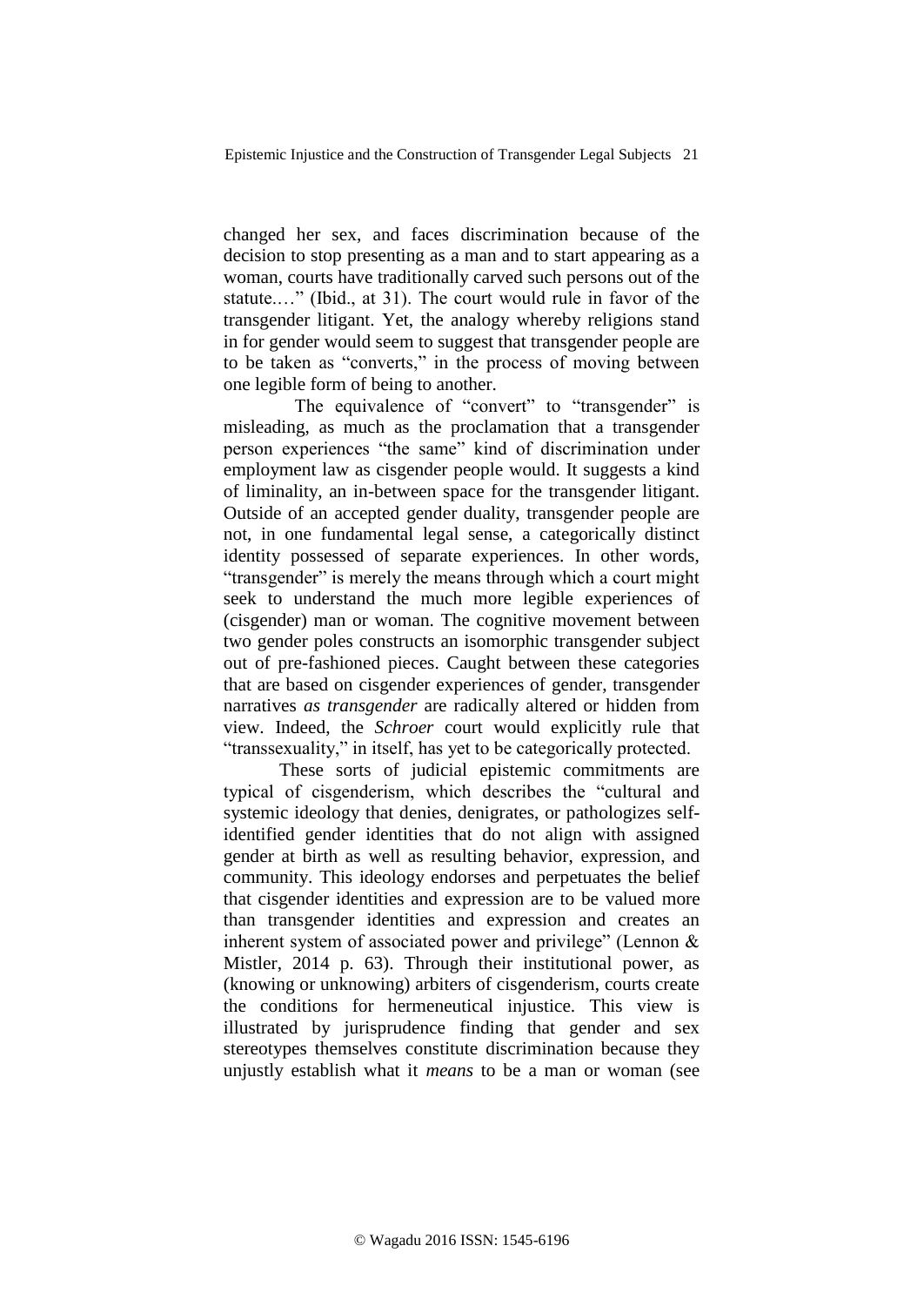changed her sex, and faces discrimination because of the decision to stop presenting as a man and to start appearing as a woman, courts have traditionally carved such persons out of the statute.…" (Ibid., at 31). The court would rule in favor of the transgender litigant. Yet, the analogy whereby religions stand in for gender would seem to suggest that transgender people are to be taken as "converts," in the process of moving between one legible form of being to another.

The equivalence of "convert" to "transgender" is misleading, as much as the proclamation that a transgender person experiences "the same" kind of discrimination under employment law as cisgender people would. It suggests a kind of liminality, an in-between space for the transgender litigant. Outside of an accepted gender duality, transgender people are not, in one fundamental legal sense, a categorically distinct identity possessed of separate experiences. In other words, "transgender" is merely the means through which a court might seek to understand the much more legible experiences of (cisgender) man or woman. The cognitive movement between two gender poles constructs an isomorphic transgender subject out of pre-fashioned pieces. Caught between these categories that are based on cisgender experiences of gender, transgender narratives *as transgender* are radically altered or hidden from view. Indeed, the *Schroer* court would explicitly rule that "transsexuality," in itself, has yet to be categorically protected.

These sorts of judicial epistemic commitments are typical of cisgenderism, which describes the "cultural and systemic ideology that denies, denigrates, or pathologizes self-identified gender identities that do not align with assigned gender at birth as well as resulting behavior, expression, and community. This ideology endorses and perpetuates the belief that cisgender identities and expression are to be valued more than transgender identities and expression and creates an inherent system of associated power and privilege" (Lennon & Mistler, 2014 p. 63). Through their institutional power, as (knowing or unknowing) arbiters of cisgenderism, courts create the conditions for hermeneutical injustice. This view is illustrated by jurisprudence finding that gender and sex stereotypes themselves constitute discrimination because they unjustly establish what it *means* to be a man or woman (see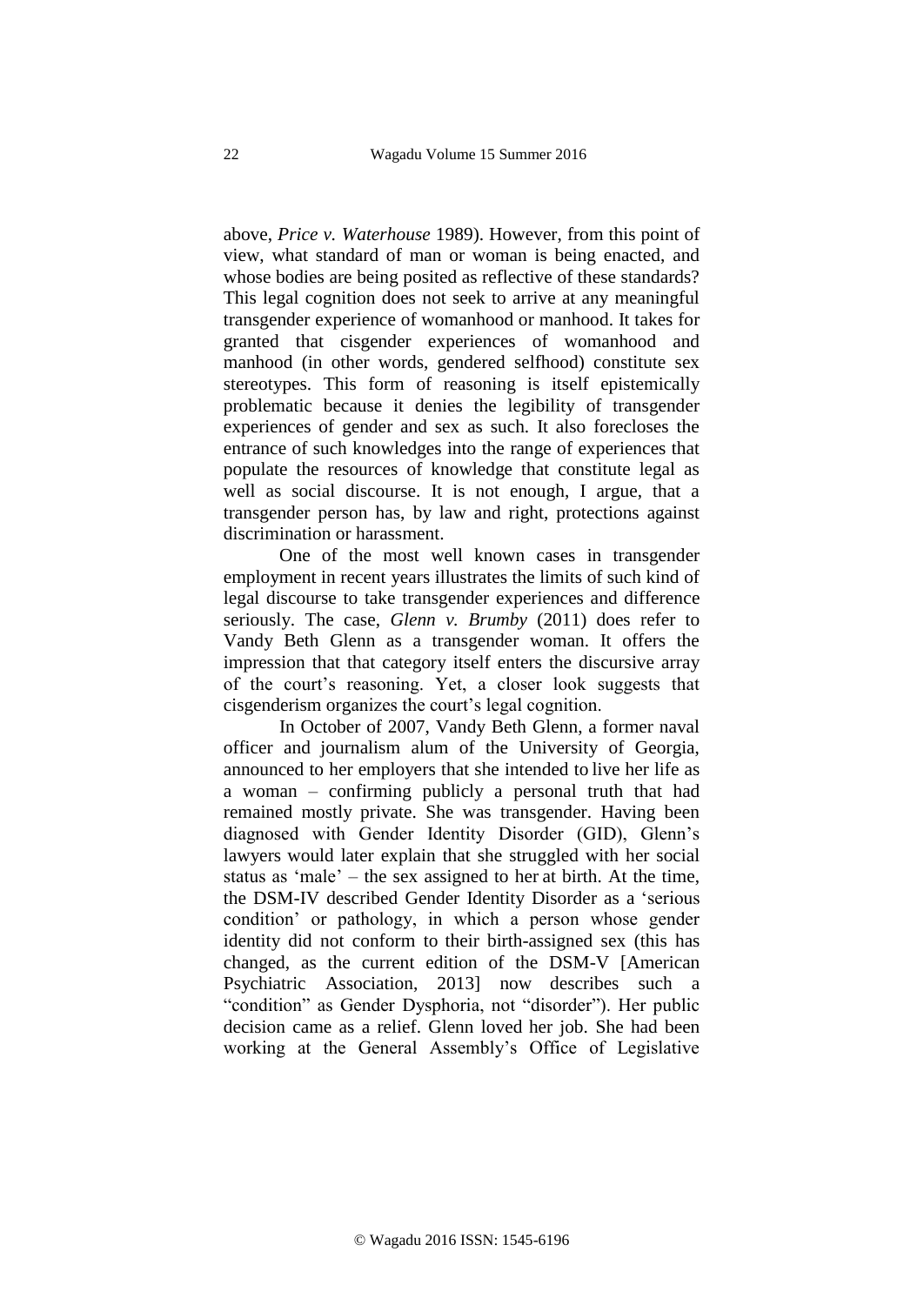above, *Price v. Waterhouse* 1989). However, from this point of view, what standard of man or woman is being enacted, and whose bodies are being posited as reflective of these standards? This legal cognition does not seek to arrive at any meaningful transgender experience of womanhood or manhood. It takes for granted that cisgender experiences of womanhood and manhood (in other words, gendered selfhood) constitute sex stereotypes. This form of reasoning is itself epistemically problematic because it denies the legibility of transgender experiences of gender and sex as such. It also forecloses the entrance of such knowledges into the range of experiences that populate the resources of knowledge that constitute legal as well as social discourse. It is not enough, I argue, that a transgender person has, by law and right, protections against discrimination or harassment.

One of the most well known cases in transgender employment in recent years illustrates the limits of such kind of legal discourse to take transgender experiences and difference seriously. The case, *Glenn v. Brumby* (2011) does refer to Vandy Beth Glenn as a transgender woman. It offers the impression that that category itself enters the discursive array of the court's reasoning. Yet, a closer look suggests that cisgenderism organizes the court's legal cognition.

In October of 2007, Vandy Beth Glenn, a former naval officer and journalism alum of the University of Georgia, announced to her employers that she intended to live her life as a woman – confirming publicly a personal truth that had remained mostly private. She was transgender. Having been diagnosed with Gender Identity Disorder (GID), Glenn's lawyers would later explain that she struggled with her social status as 'male' – the sex assigned to her at birth. At the time, the DSM-IV described Gender Identity Disorder as a 'serious condition' or pathology, in which a person whose gender identity did not conform to their birth-assigned sex (this has changed, as the current edition of the DSM-V [American Psychiatric Association, 2013] now describes such a "condition" as Gender Dysphoria, not "disorder"). Her public decision came as a relief. Glenn loved her job. She had been working at the General Assembly's Office of Legislative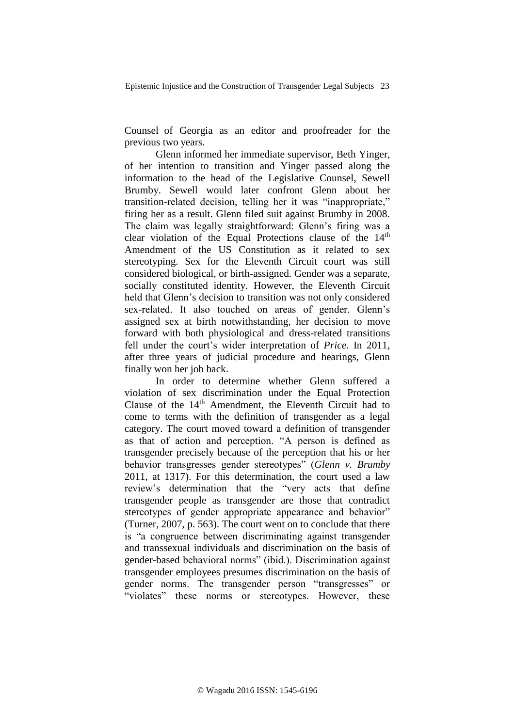Counsel of Georgia as an editor and proofreader for the previous two years.

Glenn informed her immediate supervisor, Beth Yinger, of her intention to transition and Yinger passed along the information to the head of the Legislative Counsel, Sewell Brumby. Sewell would later confront Glenn about her transition-related decision, telling her it was "inappropriate," firing her as a result. Glenn filed suit against Brumby in 2008. The claim was legally straightforward: Glenn's firing was a clear violation of the Equal Protections clause of the 14th Amendment of the US Constitution as it related to sex stereotyping. Sex for the Eleventh Circuit court was still considered biological, or birth-assigned. Gender was a separate, socially constituted identity. However, the Eleventh Circuit held that Glenn's decision to transition was not only considered sex-related. It also touched on areas of gender. Glenn's assigned sex at birth notwithstanding, her decision to move forward with both physiological and dress-related transitions fell under the court's wider interpretation of *Price*. In 2011, after three years of judicial procedure and hearings, Glenn finally won her job back.

In order to determine whether Glenn suffered a violation of sex discrimination under the Equal Protection Clause of the 14th Amendment, the Eleventh Circuit had to come to terms with the definition of transgender as a legal category. The court moved toward a definition of transgender as that of action and perception. "A person is defined as transgender precisely because of the perception that his or her behavior transgresses gender stereotypes" (*Glenn v. Brumby* 2011, at 1317). For this determination, the court used a law review's determination that the "very acts that define transgender people as transgender are those that contradict stereotypes of gender appropriate appearance and behavior" (Turner, 2007, p. 563). The court went on to conclude that there is "a congruence between discriminating against transgender and transsexual individuals and discrimination on the basis of gender-based behavioral norms" (ibid.). Discrimination against transgender employees presumes discrimination on the basis of gender norms. The transgender person "transgresses" or "violates" these norms or stereotypes. However, these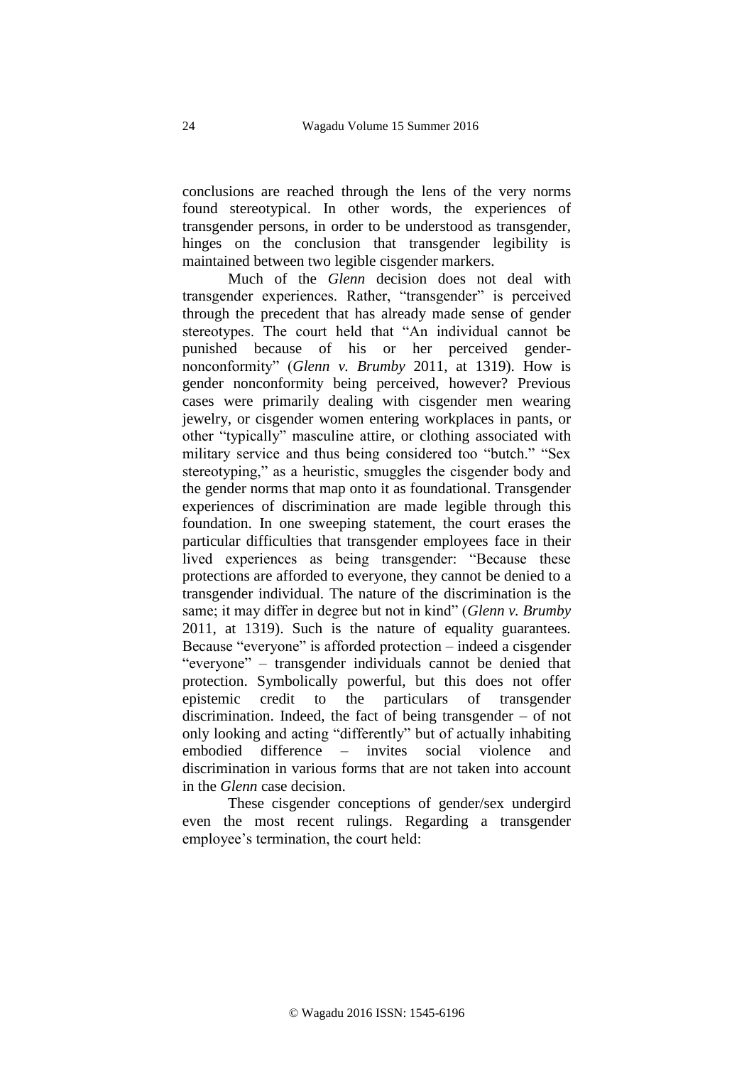conclusions are reached through the lens of the very norms found stereotypical. In other words, the experiences of transgender persons, in order to be understood as transgender, hinges on the conclusion that transgender legibility is maintained between two legible cisgender markers.

Much of the *Glenn* decision does not deal with transgender experiences. Rather, "transgender" is perceived through the precedent that has already made sense of gender stereotypes. The court held that "An individual cannot be punished because of his or her perceived gender-nonconformity" (*Glenn v. Brumby* 2011, at 1319). How is gender nonconformity being perceived, however? Previous cases were primarily dealing with cisgender men wearing jewelry, or cisgender women entering workplaces in pants, or other "typically" masculine attire, or clothing associated with military service and thus being considered too "butch." "Sex stereotyping," as a heuristic, smuggles the cisgender body and the gender norms that map onto it as foundational. Transgender experiences of discrimination are made legible through this foundation. In one sweeping statement, the court erases the particular difficulties that transgender employees face in their lived experiences as being transgender: "Because these protections are afforded to everyone, they cannot be denied to a transgender individual. The nature of the discrimination is the same; it may differ in degree but not in kind" (*Glenn v. Brumby* 2011, at 1319). Such is the nature of equality guarantees. Because "everyone" is afforded protection – indeed a cisgender "everyone" – transgender individuals cannot be denied that protection. Symbolically powerful, but this does not offer epistemic credit to the particulars of transgender discrimination. Indeed, the fact of being transgender – of not only looking and acting "differently" but of actually inhabiting embodied difference – invites social violence and discrimination in various forms that are not taken into account in the *Glenn* case decision.

These cisgender conceptions of gender/sex undergird even the most recent rulings. Regarding a transgender employee's termination, the court held: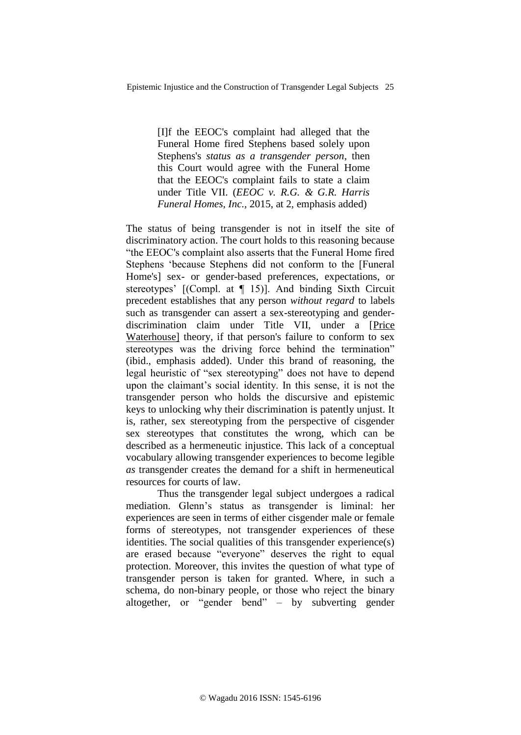> [I]f the EEOC's complaint had alleged that the Funeral Home fired Stephens based solely upon Stephens's *status as a transgender person*, then this Court would agree with the Funeral Home that the EEOC's complaint fails to state a claim under Title VII. (*EEOC v. R.G. & G.R. Harris Funeral Homes, Inc.*, 2015, at 2, emphasis added)

The status of being transgender is not in itself the site of discriminatory action. The court holds to this reasoning because "the EEOC's complaint also asserts that the Funeral Home fired Stephens 'because Stephens did not conform to the [Funeral Home's] sex- or gender-based preferences, expectations, or stereotypes' [(Compl. at ¶ 15)]. And binding Sixth Circuit precedent establishes that any person *without regard* to labels such as transgender can assert a sex-stereotyping and gender-discrimination claim under Title VII, under a [Price Waterhouse] theory, if that person's failure to conform to sex stereotypes was the driving force behind the termination" (ibid., emphasis added). Under this brand of reasoning, the legal heuristic of "sex stereotyping" does not have to depend upon the claimant's social identity. In this sense, it is not the transgender person who holds the discursive and epistemic keys to unlocking why their discrimination is patently unjust. It is, rather, sex stereotyping from the perspective of cisgender sex stereotypes that constitutes the wrong, which can be described as a hermeneutic injustice. This lack of a conceptual vocabulary allowing transgender experiences to become legible *as* transgender creates the demand for a shift in hermeneutical resources for courts of law.

Thus the transgender legal subject undergoes a radical mediation. Glenn's status as transgender is liminal: her experiences are seen in terms of either cisgender male or female forms of stereotypes, not transgender experiences of these identities. The social qualities of this transgender experience(s) are erased because "everyone" deserves the right to equal protection. Moreover, this invites the question of what type of transgender person is taken for granted. Where, in such a schema, do non-binary people, or those who reject the binary altogether, or "gender bend" – by subverting gender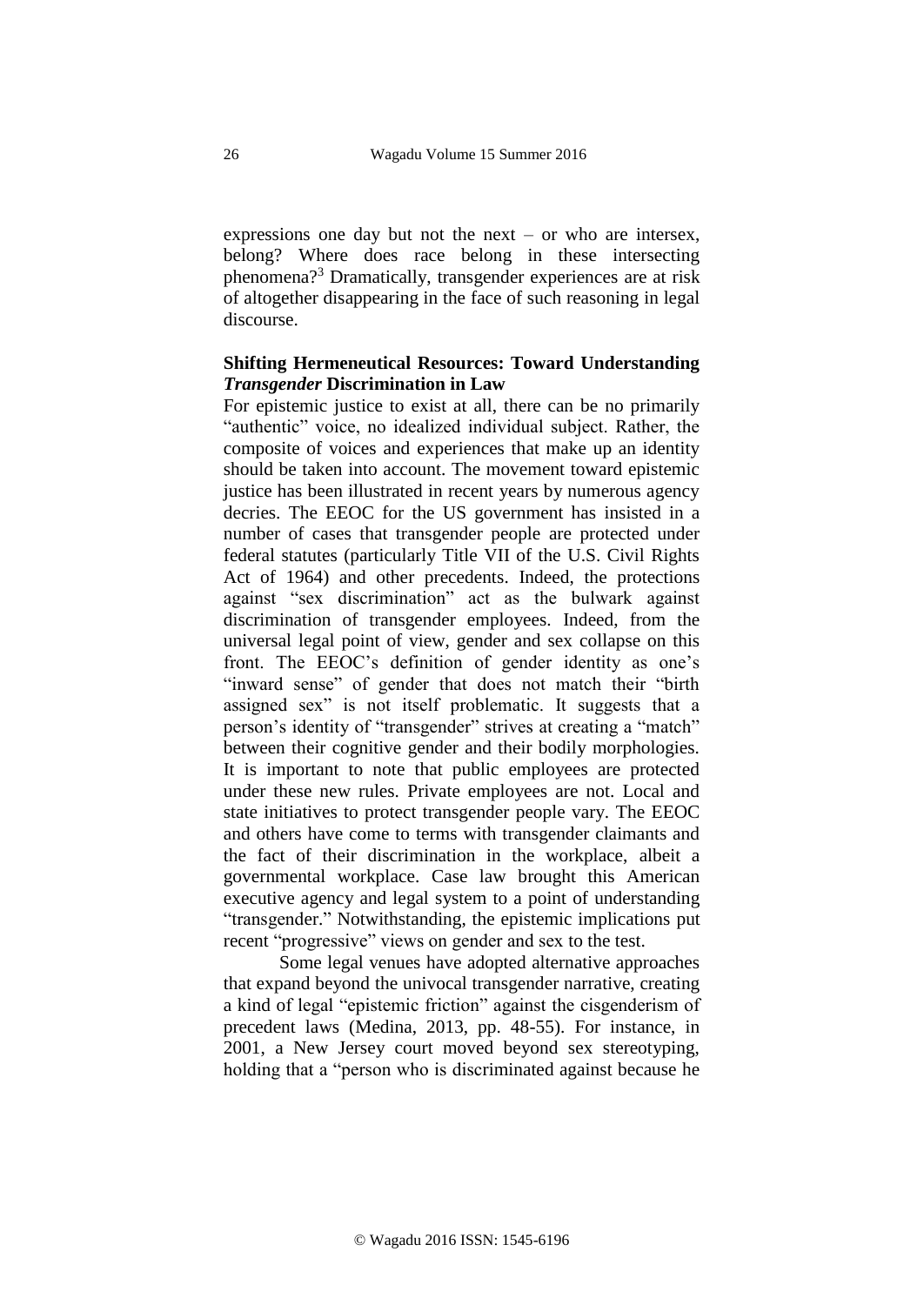expressions one day but not the next – or who are intersex, belong? Where does race belong in these intersecting phenomena?[3] Dramatically, transgender experiences are at risk of altogether disappearing in the face of such reasoning in legal discourse.

### Shifting Hermeneutical Resources: Toward Understanding *Transgender* Discrimination in Law

For epistemic justice to exist at all, there can be no primarily "authentic" voice, no idealized individual subject. Rather, the composite of voices and experiences that make up an identity should be taken into account. The movement toward epistemic justice has been illustrated in recent years by numerous agency decries. The EEOC for the US government has insisted in a number of cases that transgender people are protected under federal statutes (particularly Title VII of the U.S. Civil Rights Act of 1964) and other precedents. Indeed, the protections against "sex discrimination" act as the bulwark against discrimination of transgender employees. Indeed, from the universal legal point of view, gender and sex collapse on this front. The EEOC's definition of gender identity as one's "inward sense" of gender that does not match their "birth assigned sex" is not itself problematic. It suggests that a person's identity of "transgender" strives at creating a "match" between their cognitive gender and their bodily morphologies. It is important to note that public employees are protected under these new rules. Private employees are not. Local and state initiatives to protect transgender people vary. The EEOC and others have come to terms with transgender claimants and the fact of their discrimination in the workplace, albeit a governmental workplace. Case law brought this American executive agency and legal system to a point of understanding "transgender." Notwithstanding, the epistemic implications put recent "progressive" views on gender and sex to the test.

Some legal venues have adopted alternative approaches that expand beyond the univocal transgender narrative, creating a kind of legal "epistemic friction" against the cisgenderism of precedent laws (Medina, 2013, pp. 48-55). For instance, in 2001, a New Jersey court moved beyond sex stereotyping, holding that a "person who is discriminated against because he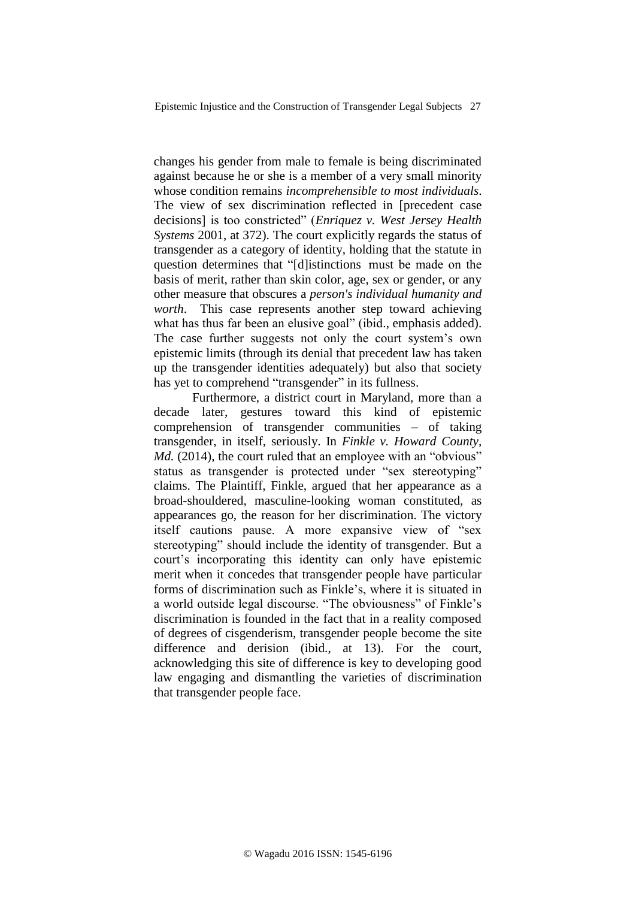changes his gender from male to female is being discriminated against because he or she is a member of a very small minority whose condition remains *incomprehensible to most individuals*. The view of sex discrimination reflected in [precedent case decisions] is too constricted" (*Enriquez v. West Jersey Health Systems* 2001, at 372). The court explicitly regards the status of transgender as a category of identity, holding that the statute in question determines that "[d]istinctions must be made on the basis of merit, rather than skin color, age, sex or gender, or any other measure that obscures a *person's individual humanity and worth*. This case represents another step toward achieving what has thus far been an elusive goal" (ibid., emphasis added). The case further suggests not only the court system's own epistemic limits (through its denial that precedent law has taken up the transgender identities adequately) but also that society has yet to comprehend "transgender" in its fullness.

Furthermore, a district court in Maryland, more than a decade later, gestures toward this kind of epistemic comprehension of transgender communities – of taking transgender, in itself, seriously. In *Finkle v. Howard County, Md.* (2014), the court ruled that an employee with an "obvious" status as transgender is protected under "sex stereotyping" claims. The Plaintiff, Finkle, argued that her appearance as a broad-shouldered, masculine-looking woman constituted, as appearances go, the reason for her discrimination. The victory itself cautions pause. A more expansive view of "sex stereotyping" should include the identity of transgender. But a court's incorporating this identity can only have epistemic merit when it concedes that transgender people have particular forms of discrimination such as Finkle's, where it is situated in a world outside legal discourse. "The obviousness" of Finkle's discrimination is founded in the fact that in a reality composed of degrees of cisgenderism, transgender people become the site difference and derision (ibid., at 13). For the court, acknowledging this site of difference is key to developing good law engaging and dismantling the varieties of discrimination that transgender people face.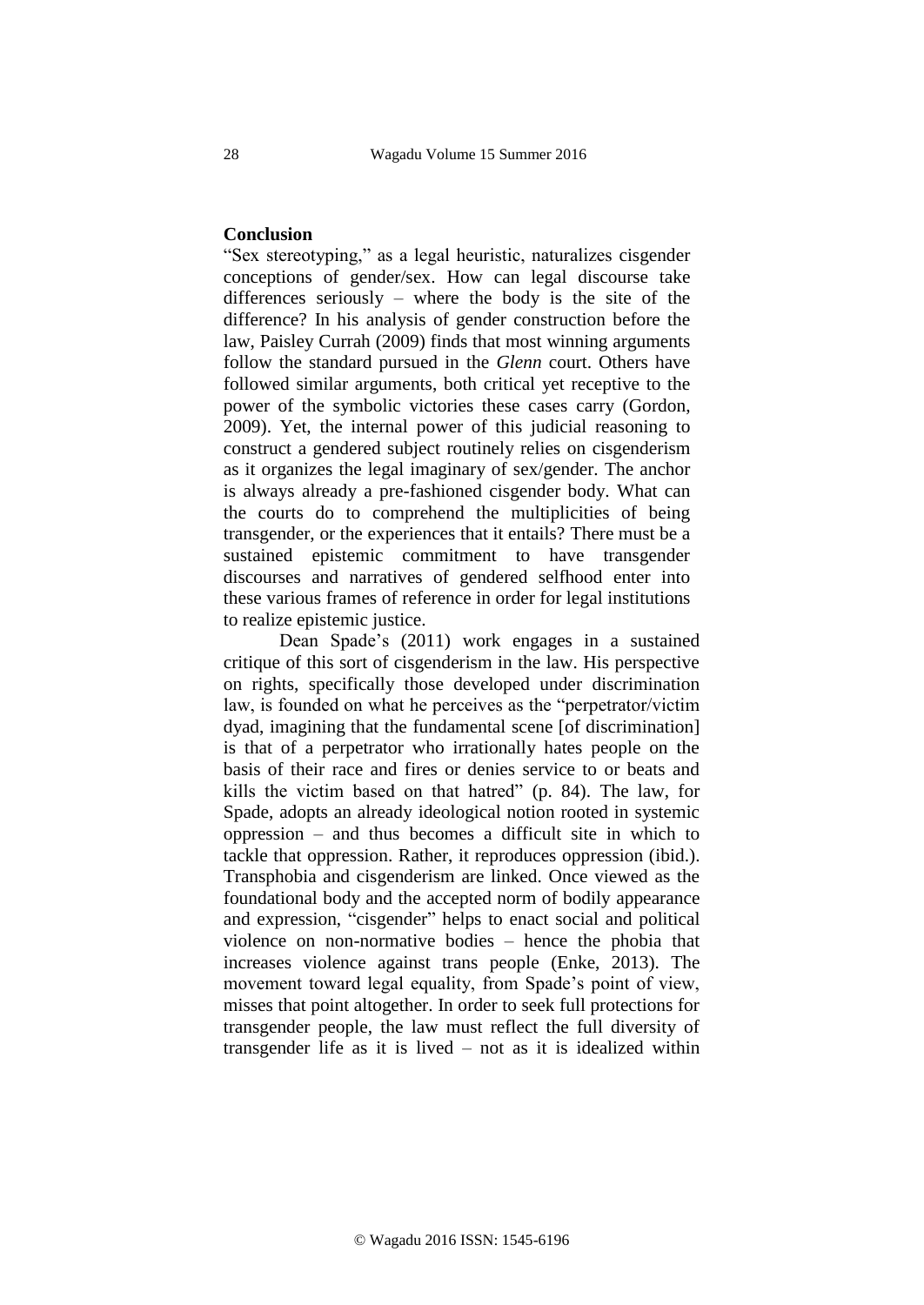## Conclusion

"Sex stereotyping," as a legal heuristic, naturalizes cisgender conceptions of gender/sex. How can legal discourse take differences seriously – where the body is the site of the difference? In his analysis of gender construction before the law, Paisley Currah (2009) finds that most winning arguments follow the standard pursued in the *Glenn* court. Others have followed similar arguments, both critical yet receptive to the power of the symbolic victories these cases carry (Gordon, 2009). Yet, the internal power of this judicial reasoning to construct a gendered subject routinely relies on cisgenderism as it organizes the legal imaginary of sex/gender. The anchor is always already a pre-fashioned cisgender body. What can the courts do to comprehend the multiplicities of being transgender, or the experiences that it entails? There must be a sustained epistemic commitment to have transgender discourses and narratives of gendered selfhood enter into these various frames of reference in order for legal institutions to realize epistemic justice.

Dean Spade's (2011) work engages in a sustained critique of this sort of cisgenderism in the law. His perspective on rights, specifically those developed under discrimination law, is founded on what he perceives as the "perpetrator/victim dyad, imagining that the fundamental scene [of discrimination] is that of a perpetrator who irrationally hates people on the basis of their race and fires or denies service to or beats and kills the victim based on that hatred" (p. 84). The law, for Spade, adopts an already ideological notion rooted in systemic oppression – and thus becomes a difficult site in which to tackle that oppression. Rather, it reproduces oppression (ibid.). Transphobia and cisgenderism are linked. Once viewed as the foundational body and the accepted norm of bodily appearance and expression, "cisgender" helps to enact social and political violence on non-normative bodies – hence the phobia that increases violence against trans people (Enke, 2013). The movement toward legal equality, from Spade's point of view, misses that point altogether. In order to seek full protections for transgender people, the law must reflect the full diversity of transgender life as it is lived – not as it is idealized within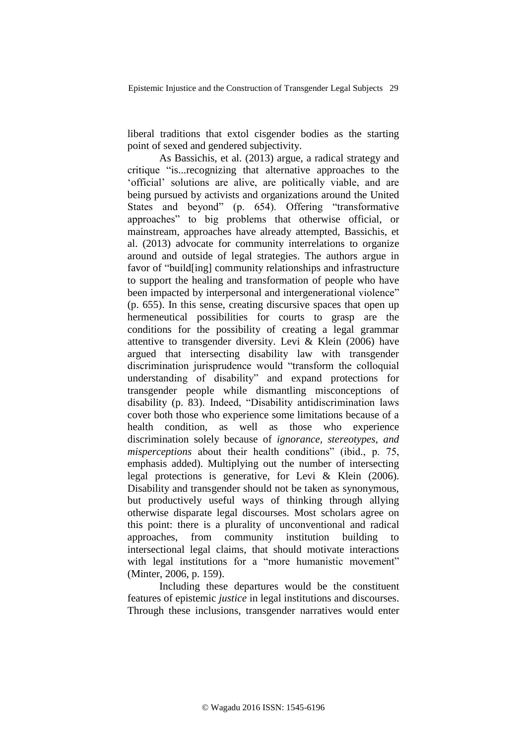liberal traditions that extol cisgender bodies as the starting point of sexed and gendered subjectivity.

As Bassichis, et al. (2013) argue, a radical strategy and critique "is...recognizing that alternative approaches to the 'official' solutions are alive, are politically viable, and are being pursued by activists and organizations around the United States and beyond" (p. 654). Offering "transformative approaches" to big problems that otherwise official, or mainstream, approaches have already attempted, Bassichis, et al. (2013) advocate for community interrelations to organize around and outside of legal strategies. The authors argue in favor of "build[ing] community relationships and infrastructure to support the healing and transformation of people who have been impacted by interpersonal and intergenerational violence" (p. 655). In this sense, creating discursive spaces that open up hermeneutical possibilities for courts to grasp are the conditions for the possibility of creating a legal grammar attentive to transgender diversity. Levi & Klein (2006) have argued that intersecting disability law with transgender discrimination jurisprudence would "transform the colloquial understanding of disability" and expand protections for transgender people while dismantling misconceptions of disability (p. 83). Indeed, "Disability antidiscrimination laws cover both those who experience some limitations because of a health condition, as well as those who experience discrimination solely because of *ignorance, stereotypes, and misperceptions* about their health conditions" (ibid., p. 75, emphasis added). Multiplying out the number of intersecting legal protections is generative, for Levi & Klein (2006). Disability and transgender should not be taken as synonymous, but productively useful ways of thinking through allying otherwise disparate legal discourses. Most scholars agree on this point: there is a plurality of unconventional and radical approaches, from community institution building to intersectional legal claims, that should motivate interactions with legal institutions for a "more humanistic movement" (Minter, 2006, p. 159).

Including these departures would be the constituent features of epistemic *justice* in legal institutions and discourses. Through these inclusions, transgender narratives would enter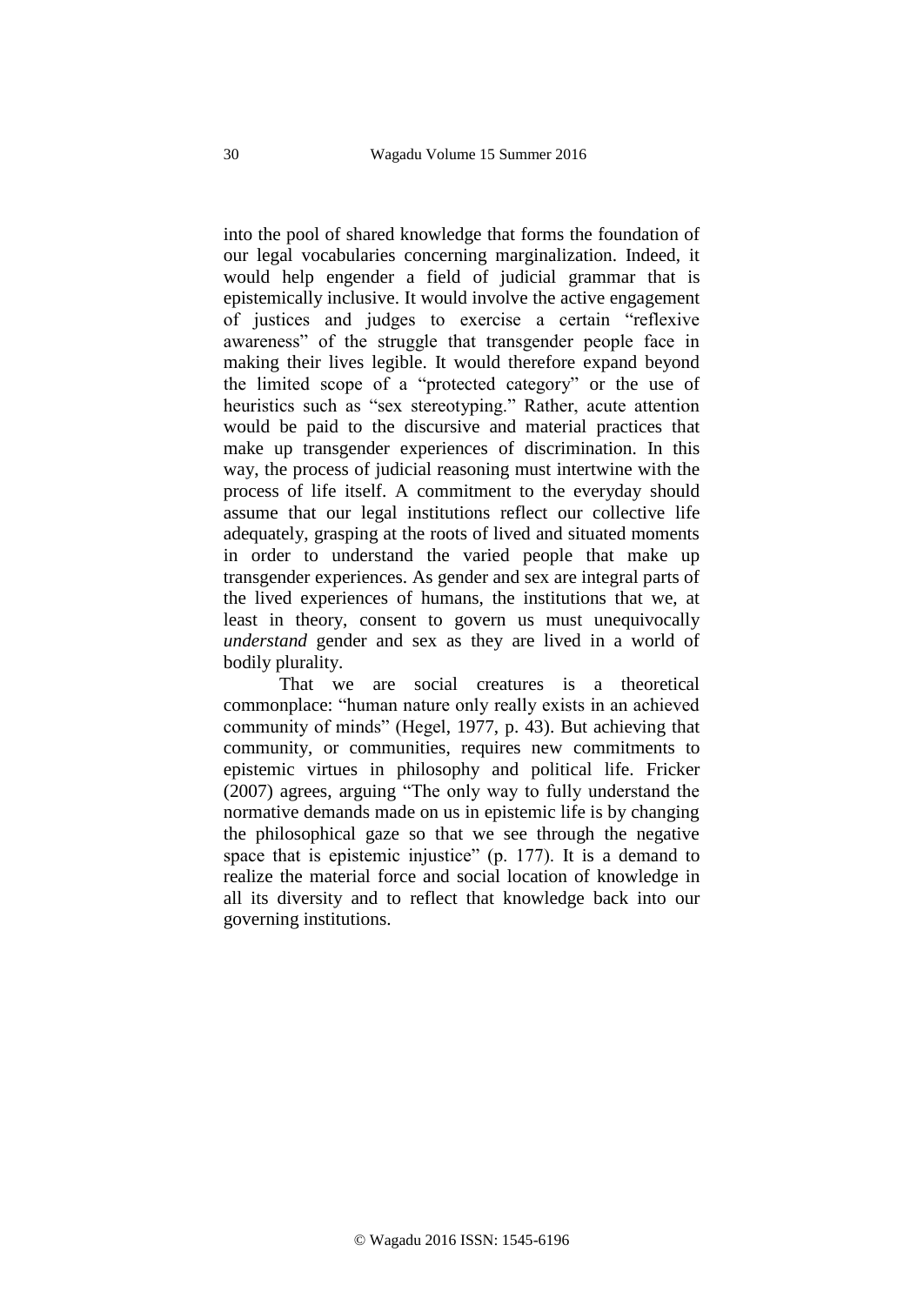into the pool of shared knowledge that forms the foundation of our legal vocabularies concerning marginalization. Indeed, it would help engender a field of judicial grammar that is epistemically inclusive. It would involve the active engagement of justices and judges to exercise a certain "reflexive awareness" of the struggle that transgender people face in making their lives legible. It would therefore expand beyond the limited scope of a "protected category" or the use of heuristics such as "sex stereotyping." Rather, acute attention would be paid to the discursive and material practices that make up transgender experiences of discrimination. In this way, the process of judicial reasoning must intertwine with the process of life itself. A commitment to the everyday should assume that our legal institutions reflect our collective life adequately, grasping at the roots of lived and situated moments in order to understand the varied people that make up transgender experiences. As gender and sex are integral parts of the lived experiences of humans, the institutions that we, at least in theory, consent to govern us must unequivocally *understand* gender and sex as they are lived in a world of bodily plurality.

That we are social creatures is a theoretical commonplace: "human nature only really exists in an achieved community of minds" (Hegel, 1977, p. 43). But achieving that community, or communities, requires new commitments to epistemic virtues in philosophy and political life. Fricker (2007) agrees, arguing "The only way to fully understand the normative demands made on us in epistemic life is by changing the philosophical gaze so that we see through the negative space that is epistemic injustice" (p. 177). It is a demand to realize the material force and social location of knowledge in all its diversity and to reflect that knowledge back into our governing institutions.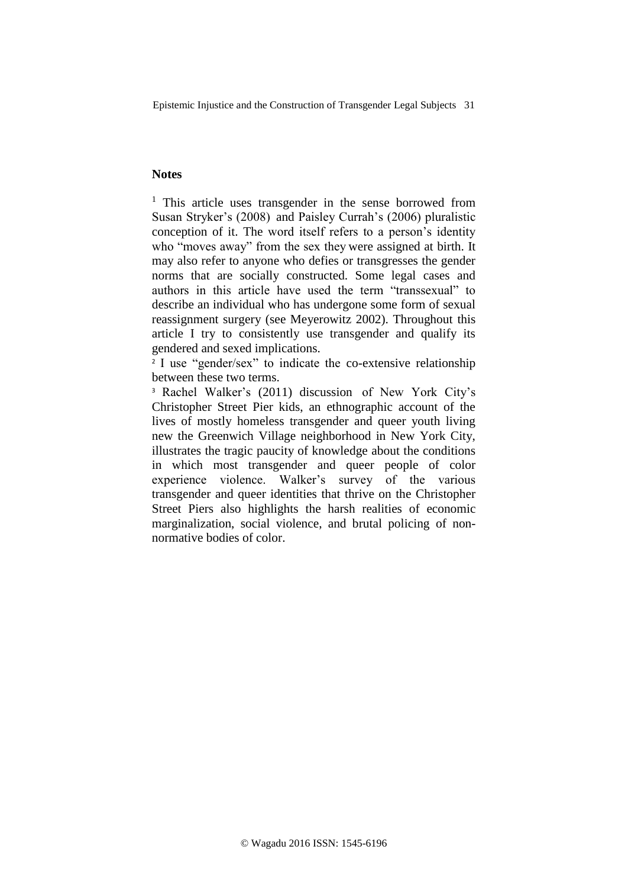## Notes

[1] This article uses transgender in the sense borrowed from Susan Stryker's (2008) and Paisley Currah's (2006) pluralistic conception of it. The word itself refers to a person's identity who "moves away" from the sex they were assigned at birth. It may also refer to anyone who defies or transgresses the gender norms that are socially constructed. Some legal cases and authors in this article have used the term "transsexual" to describe an individual who has undergone some form of sexual reassignment surgery (see Meyerowitz 2002). Throughout this article I try to consistently use transgender and qualify its gendered and sexed implications.

[2] I use "gender/sex" to indicate the co-extensive relationship between these two terms.

[3] Rachel Walker's (2011) discussion of New York City's Christopher Street Pier kids, an ethnographic account of the lives of mostly homeless transgender and queer youth living new the Greenwich Village neighborhood in New York City, illustrates the tragic paucity of knowledge about the conditions in which most transgender and queer people of color experience violence. Walker's survey of the various transgender and queer identities that thrive on the Christopher Street Piers also highlights the harsh realities of economic marginalization, social violence, and brutal policing of non-normative bodies of color.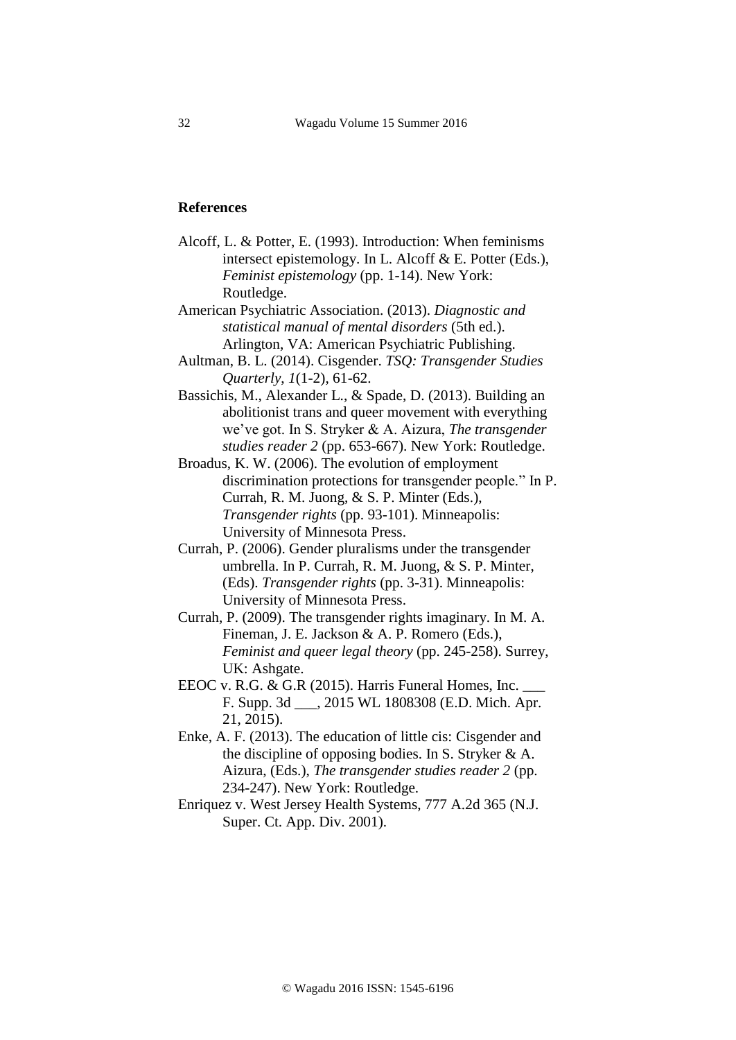## References

Alcoff, L. & Potter, E. (1993). Introduction: When feminisms intersect epistemology. In L. Alcoff & E. Potter (Eds.), *Feminist epistemology* (pp. 1-14). New York: Routledge.

American Psychiatric Association. (2013). *Diagnostic and statistical manual of mental disorders* (5th ed.). Arlington, VA: American Psychiatric Publishing.

Aultman, B. L. (2014). Cisgender. *TSQ: Transgender Studies Quarterly*, *1*(1-2), 61-62.

Bassichis, M., Alexander L., & Spade, D. (2013). Building an abolitionist trans and queer movement with everything we've got. In S. Stryker & A. Aizura, *The transgender studies reader 2* (pp. 653-667). New York: Routledge.

Broadus, K. W. (2006). The evolution of employment discrimination protections for transgender people." In P. Currah, R. M. Juong, & S. P. Minter (Eds.), *Transgender rights* (pp. 93-101). Minneapolis: University of Minnesota Press.

Currah, P. (2006). Gender pluralisms under the transgender umbrella. In P. Currah, R. M. Juong, & S. P. Minter, (Eds). *Transgender rights* (pp. 3-31). Minneapolis: University of Minnesota Press.

Currah, P. (2009). The transgender rights imaginary. In M. A. Fineman, J. E. Jackson & A. P. Romero (Eds.), *Feminist and queer legal theory* (pp. 245-258). Surrey, UK: Ashgate.

EEOC v. R.G. & G.R (2015). Harris Funeral Homes, Inc. ___ F. Supp. 3d ___, 2015 WL 1808308 (E.D. Mich. Apr. 21, 2015).

Enke, A. F. (2013). The education of little cis: Cisgender and the discipline of opposing bodies. In S. Stryker & A. Aizura, (Eds.), *The transgender studies reader 2* (pp. 234-247). New York: Routledge.

Enriquez v. West Jersey Health Systems, 777 A.2d 365 (N.J. Super. Ct. App. Div. 2001).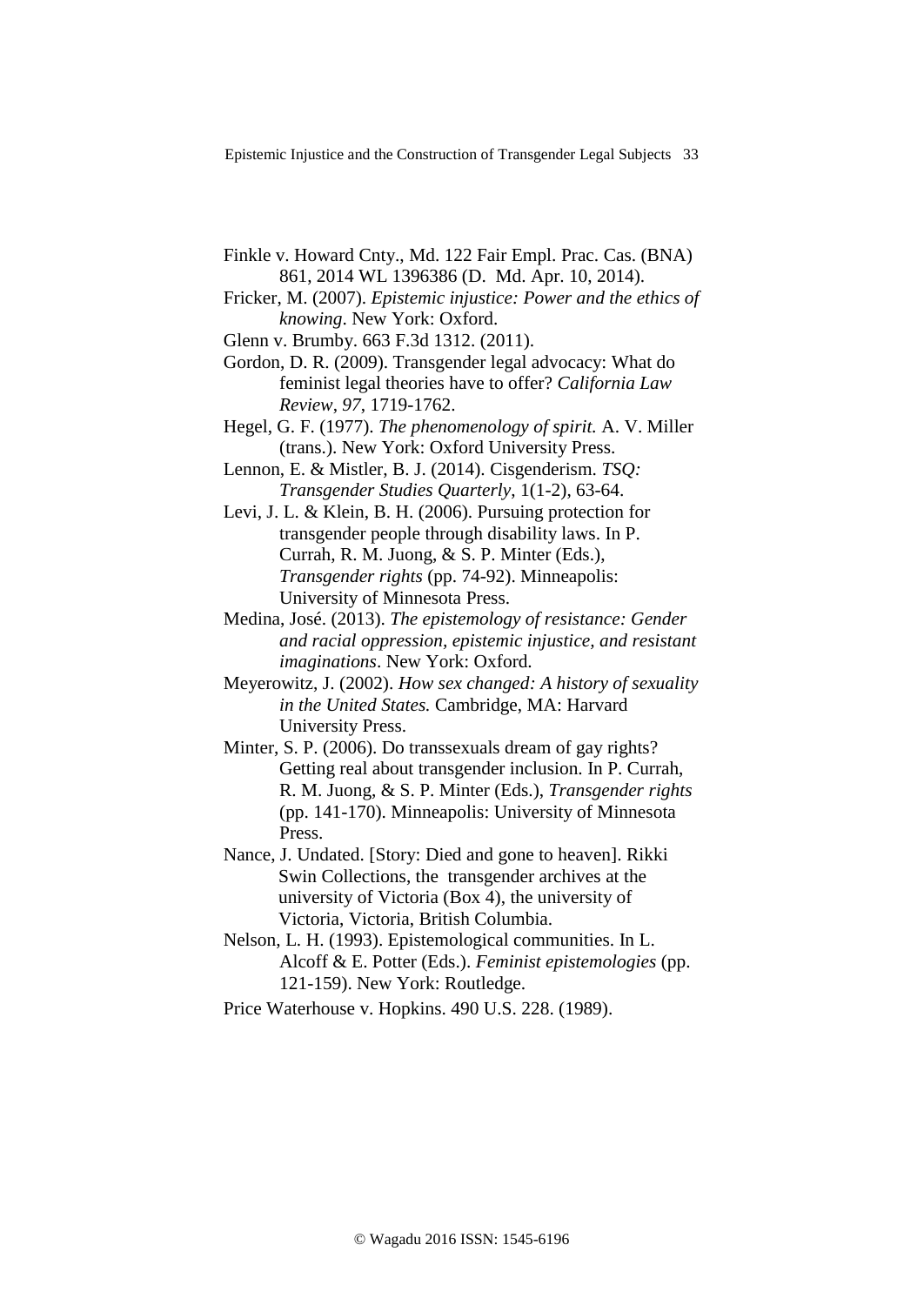Finkle v. Howard Cnty., Md. 122 Fair Empl. Prac. Cas. (BNA) 861, 2014 WL 1396386 (D. Md. Apr. 10, 2014).

Fricker, M. (2007). *Epistemic injustice: Power and the ethics of knowing*. New York: Oxford.

Glenn v. Brumby. 663 F.3d 1312. (2011).

Gordon, D. R. (2009). Transgender legal advocacy: What do feminist legal theories have to offer? *California Law Review*, *97*, 1719-1762.

Hegel, G. F. (1977). *The phenomenology of spirit.* A. V. Miller (trans.). New York: Oxford University Press.

Lennon, E. & Mistler, B. J. (2014). Cisgenderism. *TSQ: Transgender Studies Quarterly*, 1(1-2), 63-64.

Levi, J. L. & Klein, B. H. (2006). Pursuing protection for transgender people through disability laws. In P. Currah, R. M. Juong, & S. P. Minter (Eds.), *Transgender rights* (pp. 74-92). Minneapolis: University of Minnesota Press.

Medina, José. (2013). *The epistemology of resistance: Gender and racial oppression, epistemic injustice, and resistant imaginations*. New York: Oxford.

Meyerowitz, J. (2002). *How sex changed: A history of sexuality in the United States.* Cambridge, MA: Harvard University Press.

Minter, S. P. (2006). Do transsexuals dream of gay rights? Getting real about transgender inclusion. In P. Currah, R. M. Juong, & S. P. Minter (Eds.), *Transgender rights* (pp. 141-170). Minneapolis: University of Minnesota Press.

Nance, J. Undated. [Story: Died and gone to heaven]. Rikki Swin Collections, the transgender archives at the university of Victoria (Box 4), the university of Victoria, Victoria, British Columbia.

Nelson, L. H. (1993). Epistemological communities. In L. Alcoff & E. Potter (Eds.). *Feminist epistemologies* (pp. 121-159). New York: Routledge.

Price Waterhouse v. Hopkins. 490 U.S. 228. (1989).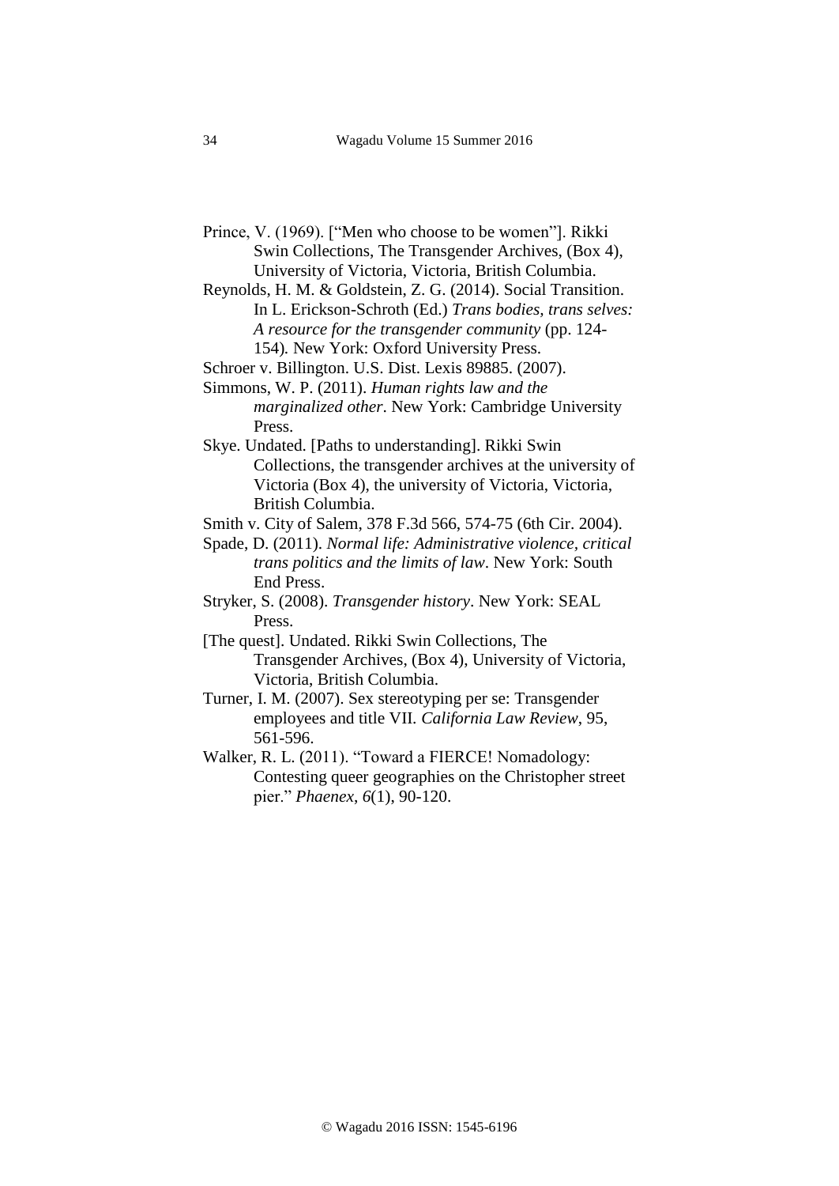Prince, V. (1969). ["Men who choose to be women"]. Rikki Swin Collections, The Transgender Archives, (Box 4), University of Victoria, Victoria, British Columbia.

Reynolds, H. M. & Goldstein, Z. G. (2014). Social Transition. In L. Erickson-Schroth (Ed.) *Trans bodies, trans selves: A resource for the transgender community* (pp. 124-154)*.* New York: Oxford University Press.

Schroer v. Billington. U.S. Dist. Lexis 89885. (2007).

Simmons, W. P. (2011). *Human rights law and the marginalized other*. New York: Cambridge University Press.

Skye. Undated. [Paths to understanding]. Rikki Swin Collections, the transgender archives at the university of Victoria (Box 4), the university of Victoria, Victoria, British Columbia.

Smith v. City of Salem, 378 F.3d 566, 574-75 (6th Cir. 2004).

Spade, D. (2011). *Normal life: Administrative violence, critical trans politics and the limits of law*. New York: South End Press.

Stryker, S. (2008). *Transgender history*. New York: SEAL Press.

[The quest]. Undated. Rikki Swin Collections, The Transgender Archives, (Box 4), University of Victoria, Victoria, British Columbia.

Turner, I. M. (2007). Sex stereotyping per se: Transgender employees and title VII. *California Law Review*, 95, 561-596.

Walker, R. L. (2011). "Toward a FIERCE! Nomadology: Contesting queer geographies on the Christopher street pier." *Phaenex*, *6*(1), 90-120.